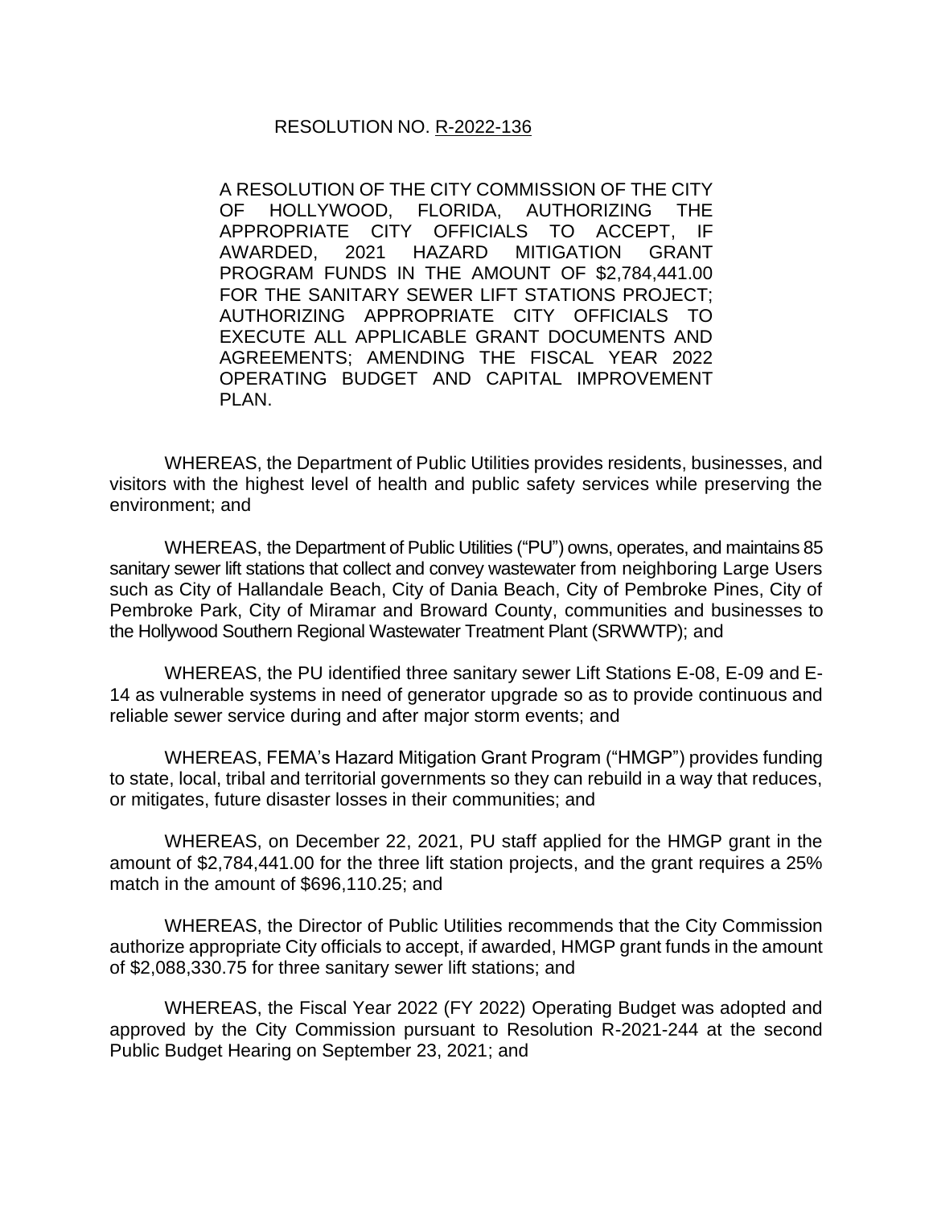RESOLUTION NO. R-2022-136

A RESOLUTION OF THE CITY COMMISSION OF THE CITY OF HOLLYWOOD, FLORIDA, AUTHORIZING THE APPROPRIATE CITY OFFICIALS TO ACCEPT, IF AWARDED, 2021 HAZARD MITIGATION GRANT PROGRAM FUNDS IN THE AMOUNT OF $2,784,441.00 FOR THE SANITARY SEWER LIFT STATIONS PROJECT; AUTHORIZING APPROPRIATE CITY OFFICIALS TO EXECUTE ALL APPLICABLE GRANT DOCUMENTS AND AGREEMENTS; AMENDING THE FISCAL YEAR 2022 OPERATING BUDGET AND CAPITAL IMPROVEMENT PLAN.

WHEREAS, the Department of Public Utilities provides residents, businesses, and visitors with the highest level of health and public safety services while preserving the environment; and

WHEREAS, the Department of Public Utilities ("PU") owns, operates, and maintains 85 sanitary sewer lift stations that collect and convey wastewater from neighboring Large Users such as City of Hallandale Beach, City of Dania Beach, City of Pembroke Pines, City of Pembroke Park, City of Miramar and Broward County, communities and businesses to the Hollywood Southern Regional Wastewater Treatment Plant (SRWWTP); and

WHEREAS, the PU identified three sanitary sewer Lift Stations E-08, E-09 and E-14 as vulnerable systems in need of generator upgrade so as to provide continuous and reliable sewer service during and after major storm events; and

WHEREAS, FEMA's Hazard Mitigation Grant Program ("HMGP") provides funding to state, local, tribal and territorial governments so they can rebuild in a way that reduces, or mitigates, future disaster losses in their communities; and

WHEREAS, on December 22, 2021, PU staff applied for the HMGP grant in the amount of $2,784,441.00 for the three lift station projects, and the grant requires a 25% match in the amount of $696,110.25; and

WHEREAS, the Director of Public Utilities recommends that the City Commission authorize appropriate City officials to accept, if awarded, HMGP grant funds in the amount of $2,088,330.75 for three sanitary sewer lift stations; and

WHEREAS, the Fiscal Year 2022 (FY 2022) Operating Budget was adopted and approved by the City Commission pursuant to Resolution R-2021-244 at the second Public Budget Hearing on September 23, 2021; and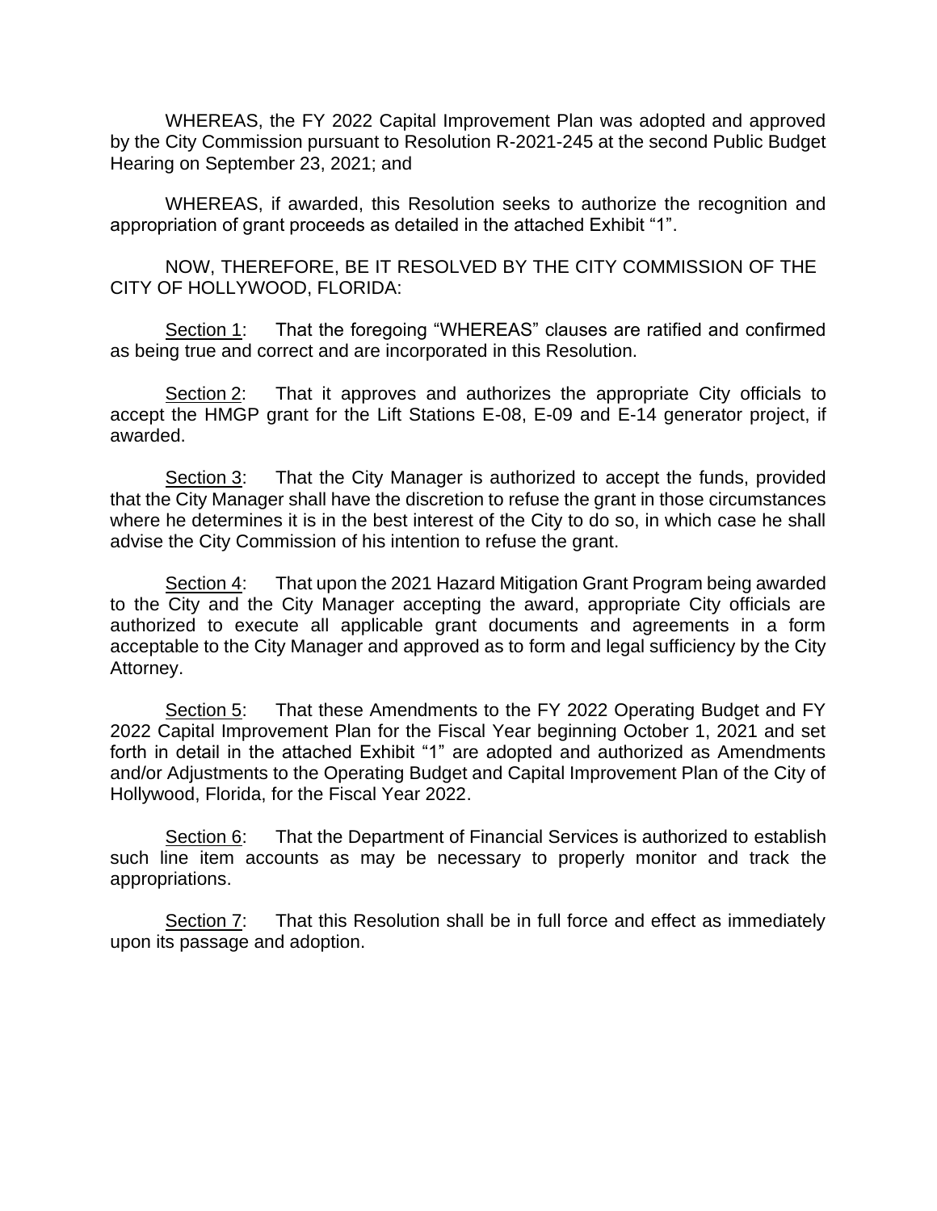WHEREAS, the FY 2022 Capital Improvement Plan was adopted and approved by the City Commission pursuant to Resolution R-2021-245 at the second Public Budget Hearing on September 23, 2021; and

WHEREAS, if awarded, this Resolution seeks to authorize the recognition and appropriation of grant proceeds as detailed in the attached Exhibit "1".

NOW, THEREFORE, BE IT RESOLVED BY THE CITY COMMISSION OF THE CITY OF HOLLYWOOD, FLORIDA:

<u>Section 1</u>: That the foregoing "WHEREAS" clauses are ratified and confirmed as being true and correct and are incorporated in this Resolution.

<u>Section 2</u>: That it approves and authorizes the appropriate City officials to accept the HMGP grant for the Lift Stations E-08, E-09 and E-14 generator project, if awarded.

<u>Section 3</u>: That the City Manager is authorized to accept the funds, provided that the City Manager shall have the discretion to refuse the grant in those circumstances where he determines it is in the best interest of the City to do so, in which case he shall advise the City Commission of his intention to refuse the grant.

<u>Section 4</u>: That upon the 2021 Hazard Mitigation Grant Program being awarded to the City and the City Manager accepting the award, appropriate City officials are authorized to execute all applicable grant documents and agreements in a form acceptable to the City Manager and approved as to form and legal sufficiency by the City Attorney.

<u>Section 5</u>: That these Amendments to the FY 2022 Operating Budget and FY 2022 Capital Improvement Plan for the Fiscal Year beginning October 1, 2021 and set forth in detail in the attached Exhibit "1" are adopted and authorized as Amendments and/or Adjustments to the Operating Budget and Capital Improvement Plan of the City of Hollywood, Florida, for the Fiscal Year 2022.

<u>Section 6</u>: That the Department of Financial Services is authorized to establish such line item accounts as may be necessary to properly monitor and track the appropriations.

<u>Section 7</u>: That this Resolution shall be in full force and effect as immediately upon its passage and adoption.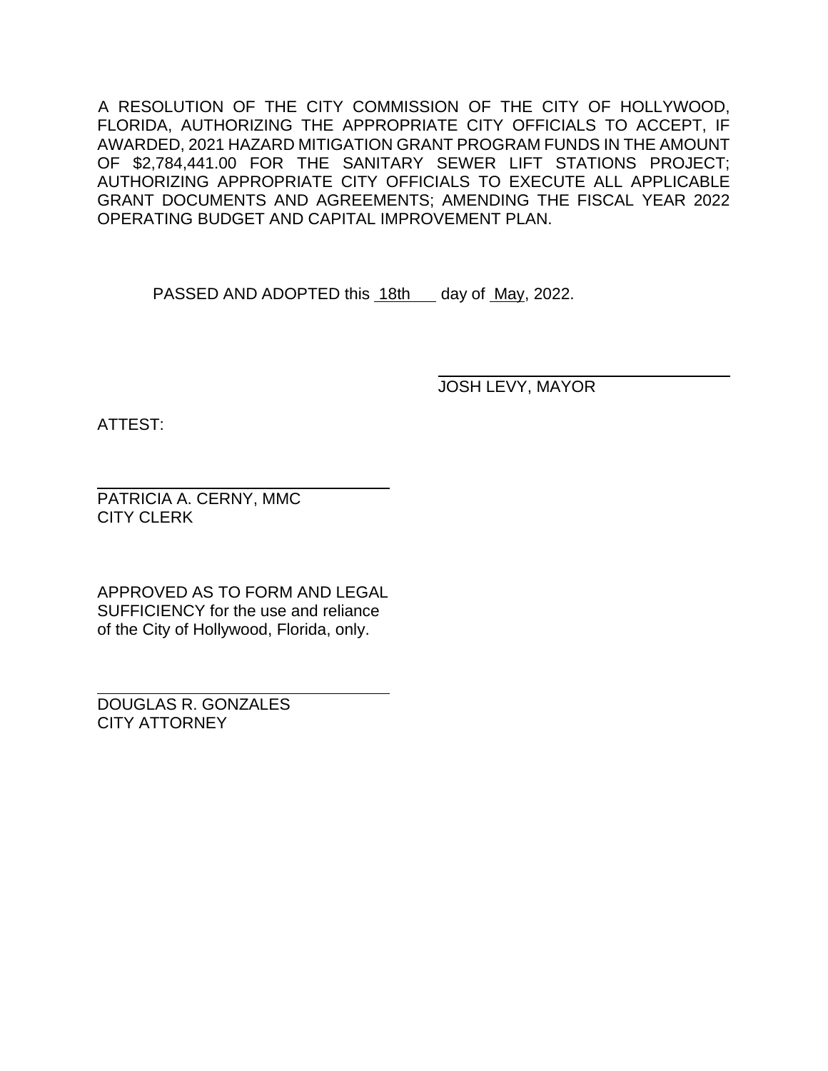A RESOLUTION OF THE CITY COMMISSION OF THE CITY OF HOLLYWOOD, FLORIDA, AUTHORIZING THE APPROPRIATE CITY OFFICIALS TO ACCEPT, IF AWARDED, 2021 HAZARD MITIGATION GRANT PROGRAM FUNDS IN THE AMOUNT OF $2,784,441.00 FOR THE SANITARY SEWER LIFT STATIONS PROJECT; AUTHORIZING APPROPRIATE CITY OFFICIALS TO EXECUTE ALL APPLICABLE GRANT DOCUMENTS AND AGREEMENTS; AMENDING THE FISCAL YEAR 2022 OPERATING BUDGET AND CAPITAL IMPROVEMENT PLAN.

PASSED AND ADOPTED this 18th day of May, 2022.

\_\_\_\_\_\_\_\_\_\_\_\_\_\_\_\_\_\_\_\_\_\_\_\_\_\_\_\_\_\_
JOSH LEVY, MAYOR

ATTEST:

\_\_\_\_\_\_\_\_\_\_\_\_\_\_\_\_\_\_\_\_\_\_\_\_\_\_\_\_\_\_
PATRICIA A. CERNY, MMC
CITY CLERK

APPROVED AS TO FORM AND LEGAL SUFFICIENCY for the use and reliance of the City of Hollywood, Florida, only.

\_\_\_\_\_\_\_\_\_\_\_\_\_\_\_\_\_\_\_\_\_\_\_\_\_\_\_\_\_\_
DOUGLAS R. GONZALES
CITY ATTORNEY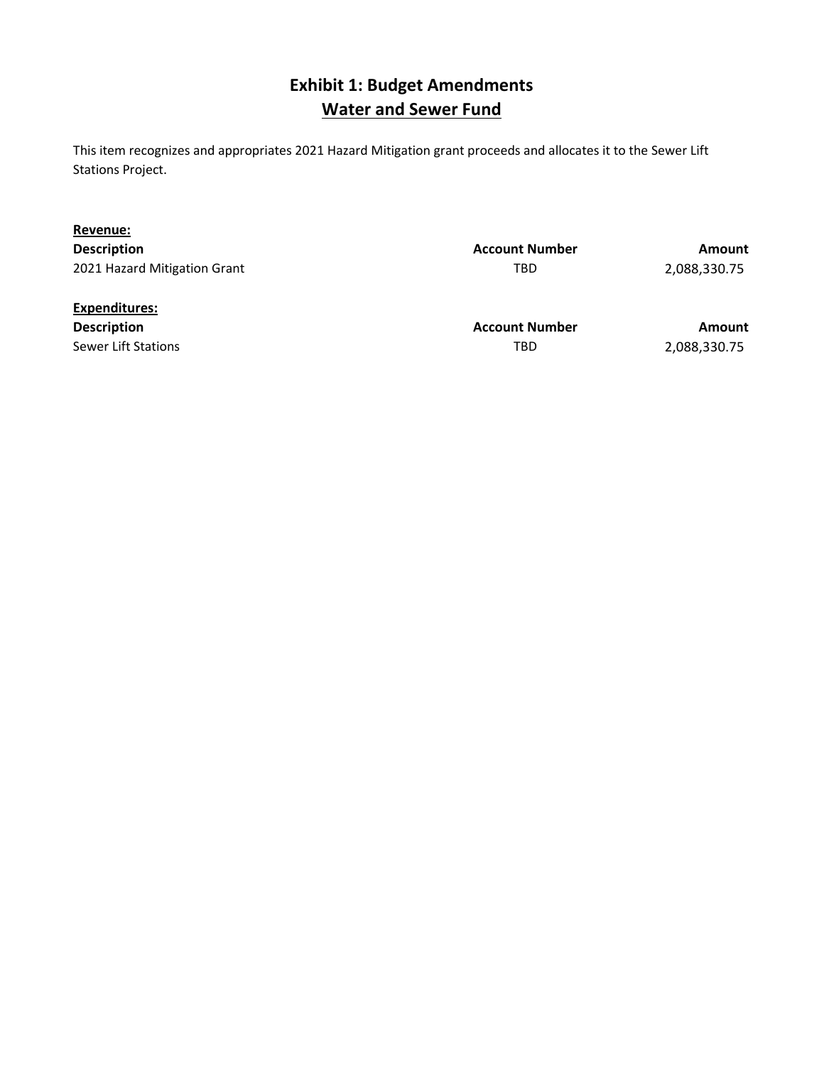# Exhibit 1: Budget Amendments

## Water and Sewer Fund

This item recognizes and appropriates 2021 Hazard Mitigation grant proceeds and allocates it to the Sewer Lift Stations Project.

**Revenue:**

| Description | Account Number | Amount |
|---|---|---|
| 2021 Hazard Mitigation Grant | TBD | 2,088,330.75 |

**Expenditures:**

| Description | Account Number | Amount |
|---|---|---|
| Sewer Lift Stations | TBD | 2,088,330.75 |